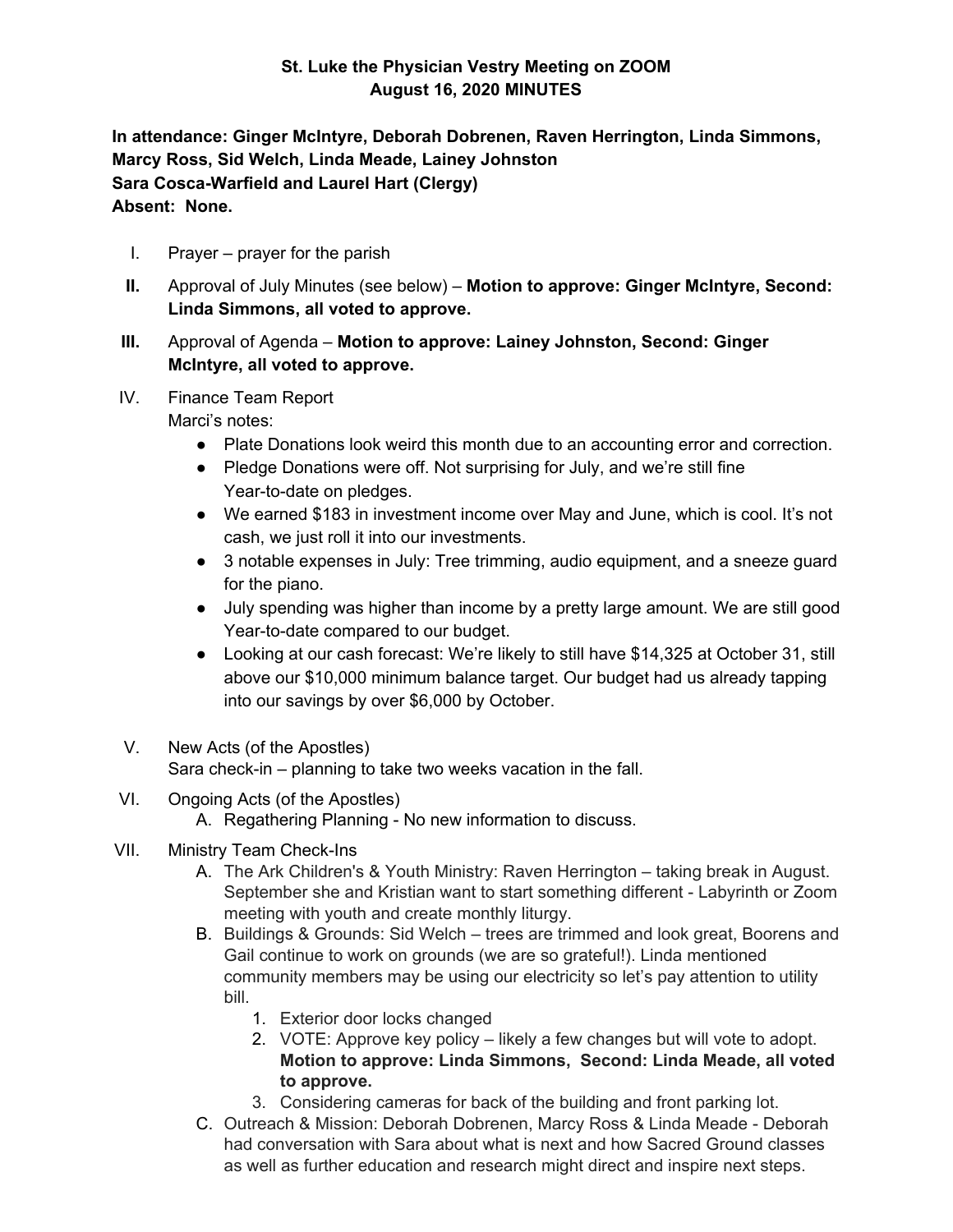**St. Luke the Physician Vestry Meeting on ZOOM**
**August 16, 2020 MINUTES**

**In attendance: Ginger McIntyre, Deborah Dobrenen, Raven Herrington, Linda Simmons, Marcy Ross, Sid Welch, Linda Meade, Lainey Johnston**
**Sara Cosca-Warfield and Laurel Hart (Clergy)**
**Absent: None.**

I. Prayer – prayer for the parish

**II.** Approval of July Minutes (see below) – **Motion to approve: Ginger McIntyre, Second: Linda Simmons, all voted to approve.**

**III.** Approval of Agenda – **Motion to approve: Lainey Johnston, Second: Ginger McIntyre, all voted to approve.**

IV. Finance Team Report
Marci's notes:
- Plate Donations look weird this month due to an accounting error and correction.
- Pledge Donations were off. Not surprising for July, and we're still fine Year-to-date on pledges.
- We earned $183 in investment income over May and June, which is cool. It's not cash, we just roll it into our investments.
- 3 notable expenses in July: Tree trimming, audio equipment, and a sneeze guard for the piano.
- July spending was higher than income by a pretty large amount. We are still good Year-to-date compared to our budget.
- Looking at our cash forecast: We're likely to still have $14,325 at October 31, still above our $10,000 minimum balance target. Our budget had us already tapping into our savings by over $6,000 by October.

V. New Acts (of the Apostles)
Sara check-in – planning to take two weeks vacation in the fall.

VI. Ongoing Acts (of the Apostles)
A. Regathering Planning - No new information to discuss.

VII. Ministry Team Check-Ins
A. The Ark Children's & Youth Ministry: Raven Herrington – taking break in August. September she and Kristian want to start something different - Labyrinth or Zoom meeting with youth and create monthly liturgy.
B. Buildings & Grounds: Sid Welch – trees are trimmed and look great, Boorens and Gail continue to work on grounds (we are so grateful!). Linda mentioned community members may be using our electricity so let's pay attention to utility bill.
1. Exterior door locks changed
2. VOTE: Approve key policy – likely a few changes but will vote to adopt. **Motion to approve: Linda Simmons, Second: Linda Meade, all voted to approve.**
3. Considering cameras for back of the building and front parking lot.
C. Outreach & Mission: Deborah Dobrenen, Marcy Ross & Linda Meade - Deborah had conversation with Sara about what is next and how Sacred Ground classes as well as further education and research might direct and inspire next steps.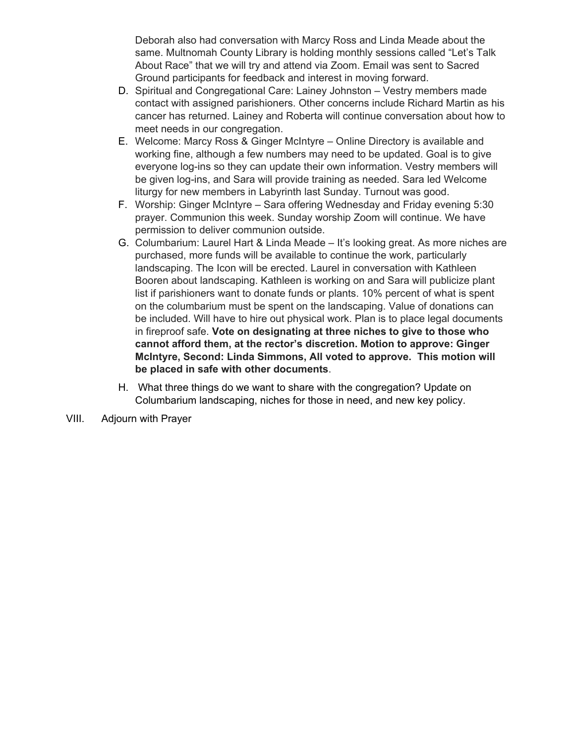Deborah also had conversation with Marcy Ross and Linda Meade about the same. Multnomah County Library is holding monthly sessions called “Let’s Talk About Race” that we will try and attend via Zoom. Email was sent to Sacred Ground participants for feedback and interest in moving forward.

D. Spiritual and Congregational Care: Lainey Johnston – Vestry members made contact with assigned parishioners. Other concerns include Richard Martin as his cancer has returned. Lainey and Roberta will continue conversation about how to meet needs in our congregation.

E. Welcome: Marcy Ross & Ginger McIntyre – Online Directory is available and working fine, although a few numbers may need to be updated. Goal is to give everyone log-ins so they can update their own information. Vestry members will be given log-ins, and Sara will provide training as needed. Sara led Welcome liturgy for new members in Labyrinth last Sunday. Turnout was good.

F. Worship: Ginger McIntyre – Sara offering Wednesday and Friday evening 5:30 prayer. Communion this week. Sunday worship Zoom will continue. We have permission to deliver communion outside.

G. Columbarium: Laurel Hart & Linda Meade – It’s looking great. As more niches are purchased, more funds will be available to continue the work, particularly landscaping. The Icon will be erected. Laurel in conversation with Kathleen Booren about landscaping. Kathleen is working on and Sara will publicize plant list if parishioners want to donate funds or plants. 10% percent of what is spent on the columbarium must be spent on the landscaping. Value of donations can be included. Will have to hire out physical work. Plan is to place legal documents in fireproof safe. **Vote on designating at three niches to give to those who cannot afford them, at the rector’s discretion. Motion to approve: Ginger McIntyre, Second: Linda Simmons, All voted to approve. This motion will be placed in safe with other documents**.

H. What three things do we want to share with the congregation? Update on Columbarium landscaping, niches for those in need, and new key policy.

VIII. Adjourn with Prayer